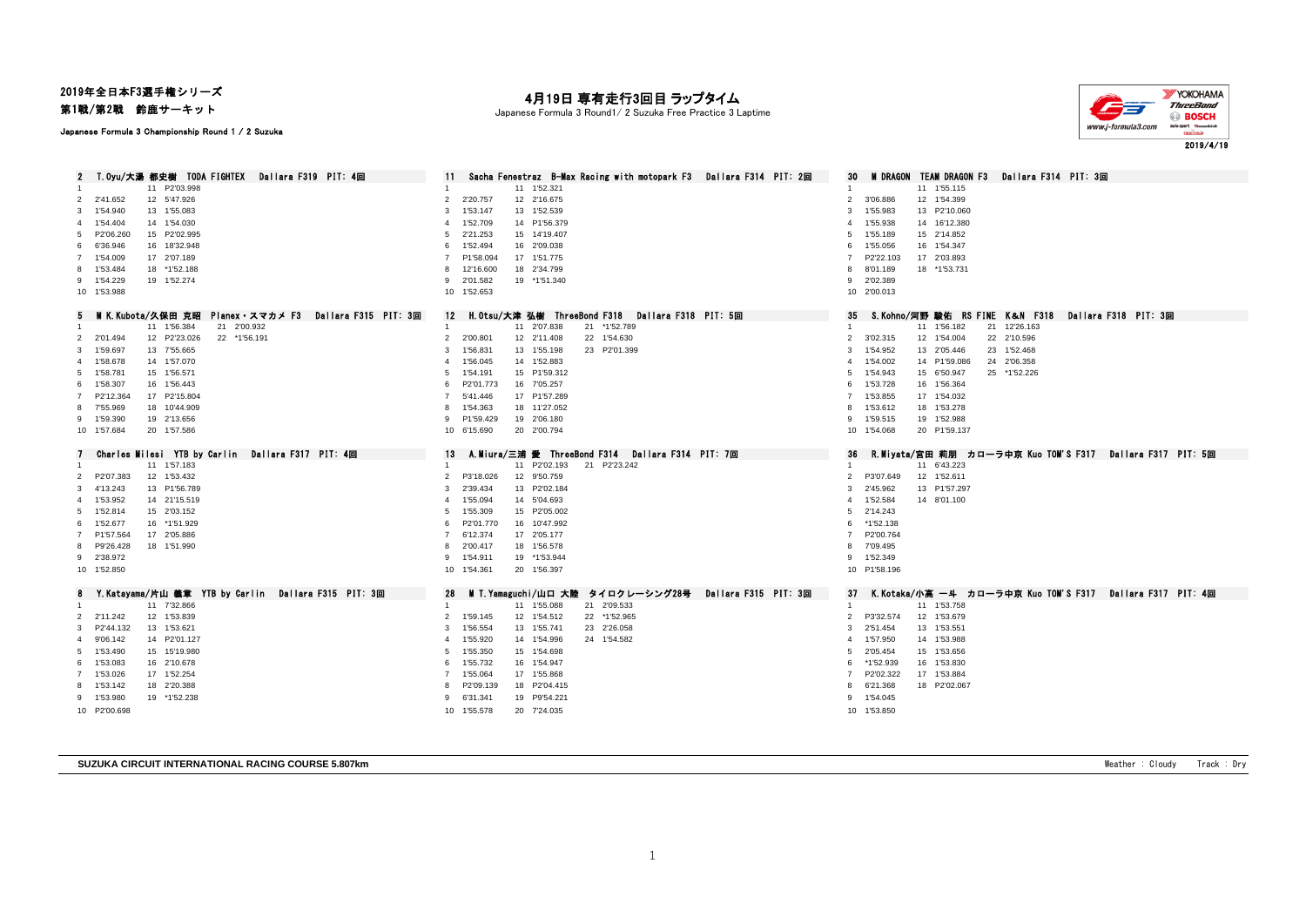# 2019年全日本F3選手権シリーズ
## 第1戦/第2戦　鈴鹿サーキット

Japanese Formula 3 Championship Round 1 / 2 Suzuka

# 4月19日 専有走行3回目 ラップタイム

Japanese Formula 3 Round1/ 2 Suzuka Free Practice 3 Laptime

www.j-formula3.com

2019/4/19

### 2　T.Oyu/大湯 都史樹　TODA FIGHTEX　Dallara F319　PIT: 4回

| Lap | Time | Lap | Time |
|---|---|---|---|
| 1 | | 11 | P2'03.998 |
| 2 | 2'41.652 | 12 | 5'47.926 |
| 3 | 1'54.940 | 13 | 1'55.083 |
| 4 | 1'54.404 | 14 | 1'54.030 |
| 5 | P2'06.260 | 15 | P2'02.995 |
| 6 | 6'36.946 | 16 | 18'32.948 |
| 7 | 1'54.009 | 17 | 2'07.189 |
| 8 | 1'53.484 | 18 | *1'52.188 |
| 9 | 1'54.229 | 19 | 1'52.274 |
| 10 | 1'53.988 | | |

### 11　Sacha Fenestraz　B-Max Racing with motopark F3　Dallara F314　PIT: 2回

| Lap | Time | Lap | Time |
|---|---|---|---|
| 1 | | 11 | 1'52.321 |
| 2 | 2'20.757 | 12 | 2'16.675 |
| 3 | 1'53.147 | 13 | 1'52.539 |
| 4 | 1'52.709 | 14 | P1'56.379 |
| 5 | 2'21.253 | 15 | 14'19.407 |
| 6 | 1'52.494 | 16 | 2'09.038 |
| 7 | P1'58.094 | 17 | 1'51.775 |
| 8 | 12'16.600 | 18 | 2'34.799 |
| 9 | 2'01.582 | 19 | *1'51.340 |
| 10 | 1'52.653 | | |

### 30　M DRAGON　TEAM DRAGON F3　Dallara F314　PIT: 3回

| Lap | Time | Lap | Time |
|---|---|---|---|
| 1 | | 11 | 1'55.115 |
| 2 | 3'06.886 | 12 | 1'54.399 |
| 3 | 1'55.983 | 13 | P2'10.060 |
| 4 | 1'55.938 | 14 | 16'12.380 |
| 5 | 1'55.189 | 15 | 2'14.852 |
| 6 | 1'55.056 | 16 | 1'54.347 |
| 7 | P2'22.103 | 17 | 2'03.893 |
| 8 | 8'01.189 | 18 | *1'53.731 |
| 9 | 2'02.389 | | |
| 10 | 2'00.013 | | |

### 5　M K.Kubota/久保田 克昭　Planex・スマカメ F3　Dallara F315　PIT: 3回

| Lap | Time | Lap | Time | Lap | Time |
|---|---|---|---|---|---|
| 1 | | 11 | 1'56.384 | 21 | 2'00.932 |
| 2 | 2'01.494 | 12 | P2'23.026 | 22 | *1'56.191 |
| 3 | 1'59.697 | 13 | 7'55.665 | | |
| 4 | 1'58.678 | 14 | 1'57.070 | | |
| 5 | 1'58.781 | 15 | 1'56.571 | | |
| 6 | 1'58.307 | 16 | 1'56.443 | | |
| 7 | P2'12.364 | 17 | P2'15.804 | | |
| 8 | 7'55.969 | 18 | 10'44.909 | | |
| 9 | 1'59.390 | 19 | 2'13.656 | | |
| 10 | 1'57.684 | 20 | 1'57.586 | | |

### 12　H.Otsu/大津 弘樹　ThreeBond F318　Dallara F318　PIT: 5回

| Lap | Time | Lap | Time | Lap | Time |
|---|---|---|---|---|---|
| 1 | | 11 | 2'07.838 | 21 | *1'52.789 |
| 2 | 2'00.801 | 12 | 2'11.408 | 22 | 1'54.630 |
| 3 | 1'56.831 | 13 | 1'55.198 | 23 | P2'01.399 |
| 4 | 1'56.045 | 14 | 1'52.883 | | |
| 5 | 1'54.191 | 15 | P1'59.312 | | |
| 6 | P2'01.773 | 16 | 7'05.257 | | |
| 7 | 5'41.446 | 17 | P1'57.289 | | |
| 8 | 1'54.363 | 18 | 11'27.052 | | |
| 9 | P1'59.429 | 19 | 2'06.180 | | |
| 10 | 6'15.690 | 20 | 2'00.794 | | |

### 35　S.Kohno/河野 駿佑　RS FINE　K&N F318　Dallara F318　PIT: 3回

| Lap | Time | Lap | Time | Lap | Time |
|---|---|---|---|---|---|
| 1 | | 11 | 1'56.182 | 21 | 12'26.163 |
| 2 | 3'02.315 | 12 | 1'54.004 | 22 | 2'10.596 |
| 3 | 1'54.952 | 13 | 2'05.446 | 23 | 1'52.468 |
| 4 | 1'54.002 | 14 | P1'59.086 | 24 | 2'06.358 |
| 5 | 1'54.943 | 15 | 6'50.947 | 25 | *1'52.226 |
| 6 | 1'53.728 | 16 | 1'56.364 | | |
| 7 | 1'53.855 | 17 | 1'54.032 | | |
| 8 | 1'53.612 | 18 | 1'53.278 | | |
| 9 | 1'59.515 | 19 | 1'52.988 | | |
| 10 | 1'54.068 | 20 | P1'59.137 | | |

### 7　Charles Milesi　YTB by Carlin　Dallara F317　PIT: 4回

| Lap | Time | Lap | Time |
|---|---|---|---|
| 1 | | 11 | 1'57.183 |
| 2 | P2'07.383 | 12 | 1'53.432 |
| 3 | 4'13.243 | 13 | P1'56.789 |
| 4 | 1'53.952 | 14 | 21'15.519 |
| 5 | 1'52.814 | 15 | 2'03.152 |
| 6 | 1'52.677 | 16 | *1'51.929 |
| 7 | P1'57.564 | 17 | 2'05.886 |
| 8 | P9'26.428 | 18 | 1'51.990 |
| 9 | 2'38.972 | | |
| 10 | 1'52.850 | | |

### 13　A.Miura/三浦 愛　ThreeBond F314　Dallara F314　PIT: 7回

| Lap | Time | Lap | Time | Lap | Time |
|---|---|---|---|---|---|
| 1 | | 11 | P2'02.193 | 21 | P2'23.242 |
| 2 | P3'18.026 | 12 | 9'50.759 | | |
| 3 | 2'39.434 | 13 | P2'02.184 | | |
| 4 | 1'55.094 | 14 | 5'04.693 | | |
| 5 | 1'55.309 | 15 | P2'05.002 | | |
| 6 | P2'01.770 | 16 | 10'47.992 | | |
| 7 | 6'12.374 | 17 | 2'05.177 | | |
| 8 | 2'00.417 | 18 | 1'56.578 | | |
| 9 | 1'54.911 | 19 | *1'53.944 | | |
| 10 | 1'54.361 | 20 | 1'56.397 | | |

### 36　R.Miyata/宮田 莉朋　カローラ中京 Kuo TOM'S F317　Dallara F317　PIT: 5回

| Lap | Time | Lap | Time |
|---|---|---|---|
| 1 | | 11 | 6'43.223 |
| 2 | P3'07.649 | 12 | 1'52.611 |
| 3 | 2'45.962 | 13 | P1'57.297 |
| 4 | 1'52.584 | 14 | 8'01.100 |
| 5 | 2'14.243 | | |
| 6 | *1'52.138 | | |
| 7 | P2'00.764 | | |
| 8 | 7'09.495 | | |
| 9 | 1'52.349 | | |
| 10 | P1'58.196 | | |

### 8　Y.Katayama/片山 義章　YTB by Carlin　Dallara F315　PIT: 3回

| Lap | Time | Lap | Time |
|---|---|---|---|
| 1 | | 11 | 7'32.866 |
| 2 | 2'11.242 | 12 | 1'53.839 |
| 3 | P2'44.132 | 13 | 1'53.621 |
| 4 | 9'06.142 | 14 | P2'01.127 |
| 5 | 1'53.490 | 15 | 15'19.980 |
| 6 | 1'53.083 | 16 | 2'10.678 |
| 7 | 1'53.026 | 17 | 1'52.254 |
| 8 | 1'53.142 | 18 | 2'20.388 |
| 9 | 1'53.980 | 19 | *1'52.238 |
| 10 | P2'00.698 | | |

### 28　M T.Yamaguchi/山口 大陸　タイロクレーシング28号　Dallara F315　PIT: 3回

| Lap | Time | Lap | Time | Lap | Time |
|---|---|---|---|---|---|
| 1 | | 11 | 1'55.088 | 21 | 2'09.533 |
| 2 | 1'59.145 | 12 | 1'54.512 | 22 | *1'52.965 |
| 3 | 1'56.554 | 13 | 1'55.741 | 23 | 2'26.058 |
| 4 | 1'55.920 | 14 | 1'54.996 | 24 | 1'54.582 |
| 5 | 1'55.350 | 15 | 1'54.698 | | |
| 6 | 1'55.732 | 16 | 1'54.947 | | |
| 7 | 1'55.064 | 17 | 1'55.868 | | |
| 8 | P2'09.139 | 18 | P2'04.415 | | |
| 9 | 6'31.341 | 19 | P9'54.221 | | |
| 10 | 1'55.578 | 20 | 7'24.035 | | |

### 37　K.Kotaka/小高 一斗　カローラ中京 Kuo TOM'S F317　Dallara F317　PIT: 4回

| Lap | Time | Lap | Time |
|---|---|---|---|
| 1 | | 11 | 1'53.758 |
| 2 | P3'32.574 | 12 | 1'53.679 |
| 3 | 2'51.454 | 13 | 1'53.551 |
| 4 | 1'57.950 | 14 | 1'53.988 |
| 5 | 2'05.454 | 15 | 1'53.656 |
| 6 | *1'52.939 | 16 | 1'53.830 |
| 7 | P2'02.322 | 17 | 1'53.884 |
| 8 | 6'21.368 | 18 | P2'02.067 |
| 9 | 1'54.045 | | |
| 10 | 1'53.850 | | |

**SUZUKA CIRCUIT INTERNATIONAL RACING COURSE 5.807km**

Weather : Cloudy　　Track : Dry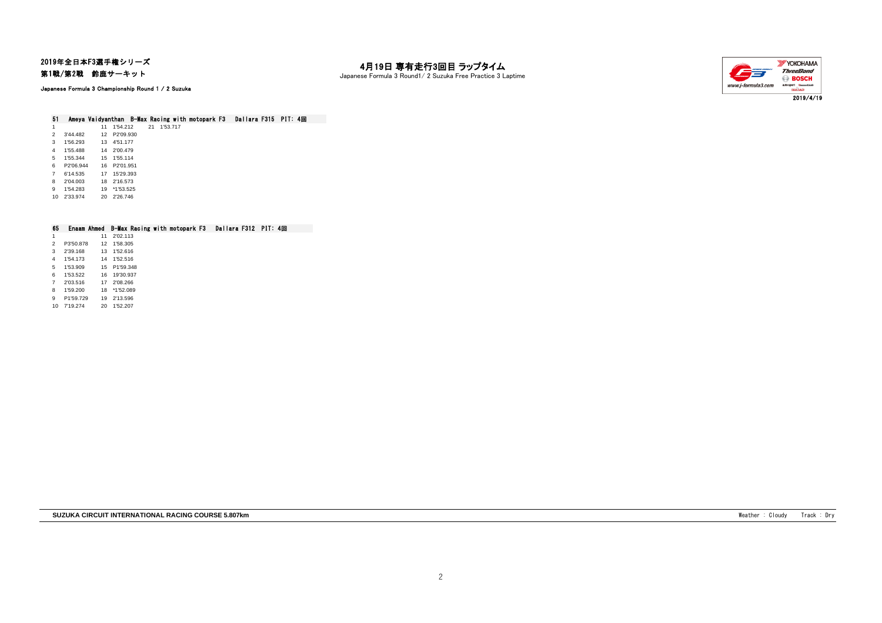2019年全日本F3選手権シリーズ
第1戦/第2戦　鈴鹿サーキット

Japanese Formula 3 Championship Round 1 / 2 Suzuka

# 4月19日 専有走行3回目 ラップタイム

Japanese Formula 3 Round1/ 2 Suzuka Free Practice 3 Laptime

2019/4/19

**51　Ameya Vaidyanthan　B-Max Racing with motopark F3　Dallara F315　PIT: 4回**

| | | | | | |
|---|---|---|---|---|---|
| 1 | | 11 | 1'54.212 | 21 | 1'53.717 |
| 2 | 3'44.482 | 12 | P2'09.930 | | |
| 3 | 1'56.293 | 13 | 4'51.177 | | |
| 4 | 1'55.488 | 14 | 2'00.479 | | |
| 5 | 1'55.344 | 15 | 1'55.114 | | |
| 6 | P2'06.944 | 16 | P2'01.951 | | |
| 7 | 6'14.535 | 17 | 15'29.393 | | |
| 8 | 2'04.003 | 18 | 2'16.573 | | |
| 9 | 1'54.283 | 19 | *1'53.525 | | |
| 10 | 2'33.974 | 20 | 2'26.746 | | |

**65　Enaam Ahmed　B-Max Racing with motopark F3　Dallara F312　PIT: 4回**

| | | | |
|---|---|---|---|
| 1 | | 11 | 2'02.113 |
| 2 | P3'50.878 | 12 | 1'58.305 |
| 3 | 2'39.168 | 13 | 1'52.616 |
| 4 | 1'54.173 | 14 | 1'52.516 |
| 5 | 1'53.909 | 15 | P1'59.348 |
| 6 | 1'53.522 | 16 | 19'30.937 |
| 7 | 2'03.516 | 17 | 2'08.266 |
| 8 | 1'59.200 | 18 | *1'52.089 |
| 9 | P1'59.729 | 19 | 2'13.596 |
| 10 | 7'19.274 | 20 | 1'52.207 |

**SUZUKA CIRCUIT INTERNATIONAL RACING COURSE 5.807km**　　Weather : Cloudy　Track : Dry